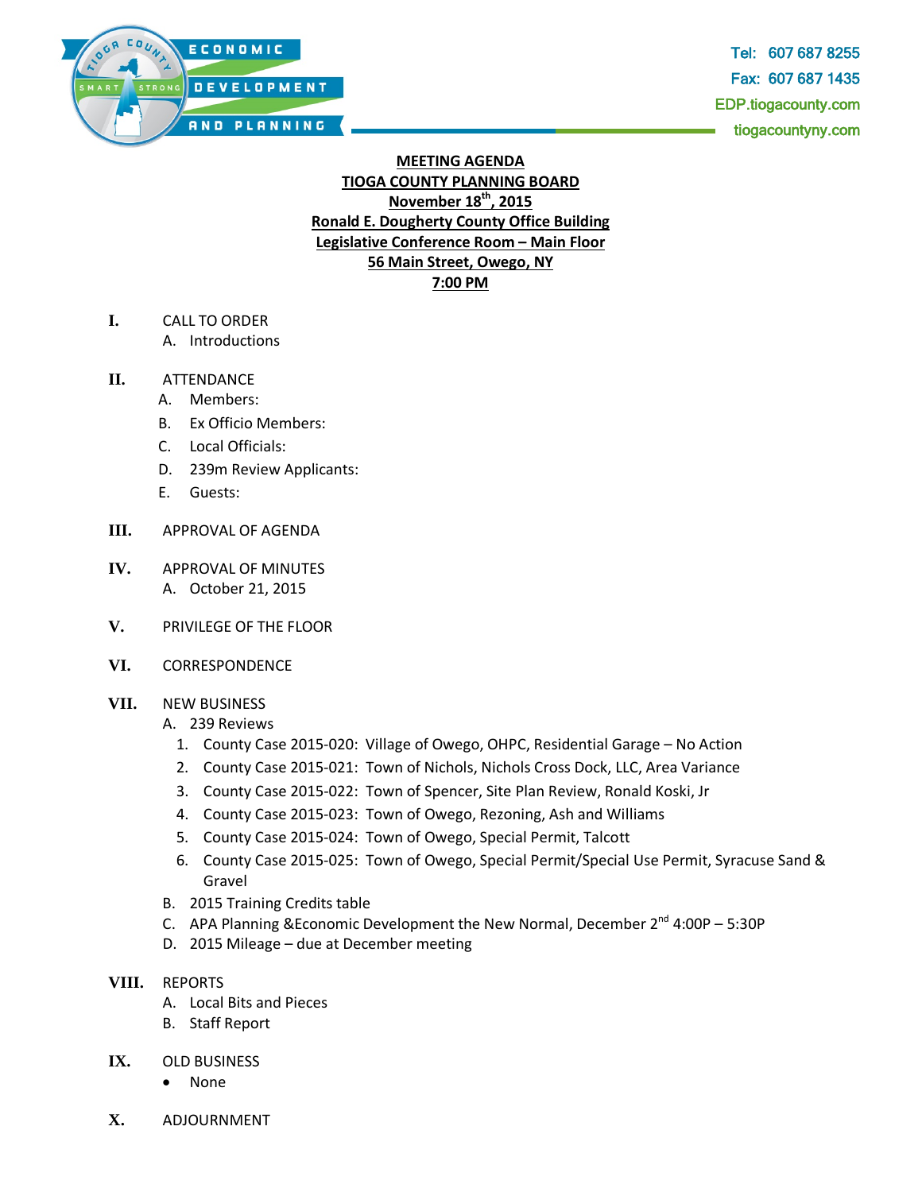Tel: 607 687 8255
Fax: 607 687 1435
EDP.tiogacounty.com
tiogacountyny.com

**MEETING AGENDA**
**TIOGA COUNTY PLANNING BOARD**
**November 18th, 2015**
**Ronald E. Dougherty County Office Building**
**Legislative Conference Room – Main Floor**
**56 Main Street, Owego, NY**
**7:00 PM**

**I.** CALL TO ORDER
   A. Introductions

**II.** ATTENDANCE
   A. Members:
   B. Ex Officio Members:
   C. Local Officials:
   D. 239m Review Applicants:
   E. Guests:

**III.** APPROVAL OF AGENDA

**IV.** APPROVAL OF MINUTES
   A. October 21, 2015

**V.** PRIVILEGE OF THE FLOOR

**VI.** CORRESPONDENCE

**VII.** NEW BUSINESS
   A. 239 Reviews
      1. County Case 2015-020: Village of Owego, OHPC, Residential Garage – No Action
      2. County Case 2015-021: Town of Nichols, Nichols Cross Dock, LLC, Area Variance
      3. County Case 2015-022: Town of Spencer, Site Plan Review, Ronald Koski, Jr
      4. County Case 2015-023: Town of Owego, Rezoning, Ash and Williams
      5. County Case 2015-024: Town of Owego, Special Permit, Talcott
      6. County Case 2015-025: Town of Owego, Special Permit/Special Use Permit, Syracuse Sand & Gravel
   B. 2015 Training Credits table
   C. APA Planning &Economic Development the New Normal, December 2nd 4:00P – 5:30P
   D. 2015 Mileage – due at December meeting

**VIII.** REPORTS
   A. Local Bits and Pieces
   B. Staff Report

**IX.** OLD BUSINESS
   - None

**X.** ADJOURNMENT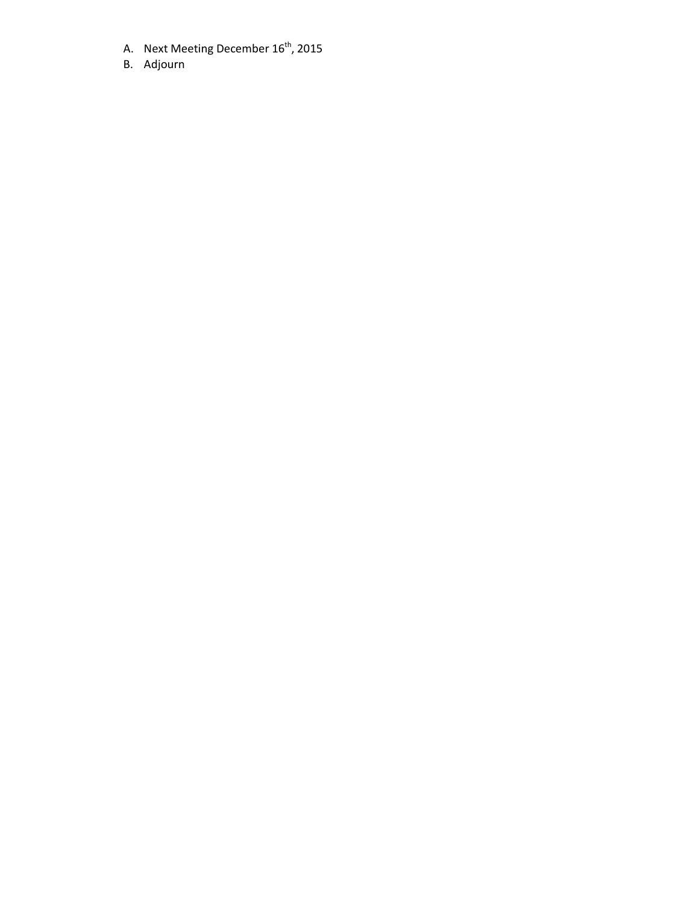A. Next Meeting December 16th, 2015
B. Adjourn